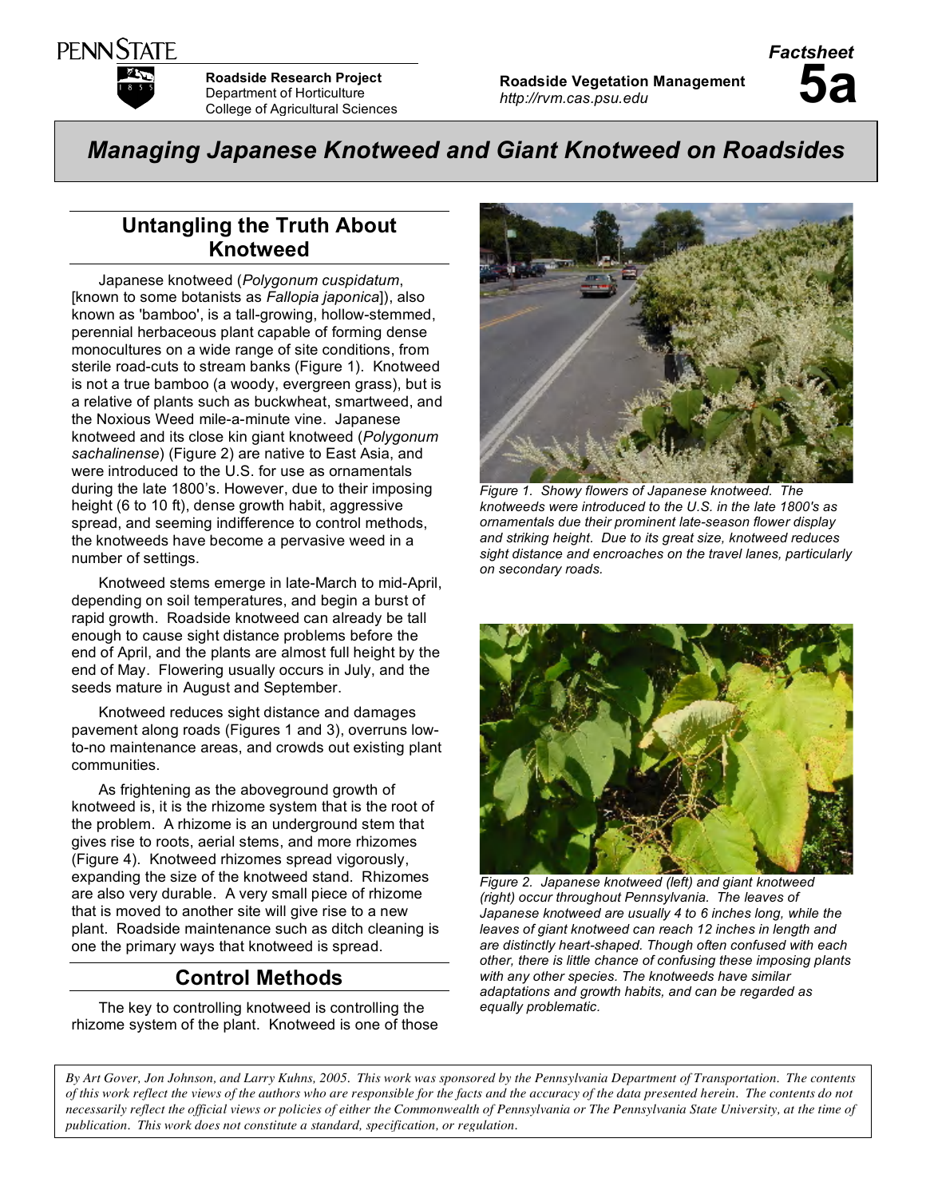PENN STATE

**Roadside Research Project**
Department of Horticulture
College of Agricultural Sciences

**Roadside Vegetation Management**
*http://rvm.cas.psu.edu*

***Factsheet* 5a**

# *Managing Japanese Knotweed and Giant Knotweed on Roadsides*

## Untangling the Truth About Knotweed

Japanese knotweed (*Polygonum cuspidatum*, [known to some botanists as *Fallopia japonica*]), also known as 'bamboo', is a tall-growing, hollow-stemmed, perennial herbaceous plant capable of forming dense monocultures on a wide range of site conditions, from sterile road-cuts to stream banks (Figure 1). Knotweed is not a true bamboo (a woody, evergreen grass), but is a relative of plants such as buckwheat, smartweed, and the Noxious Weed mile-a-minute vine. Japanese knotweed and its close kin giant knotweed (*Polygonum sachalinense*) (Figure 2) are native to East Asia, and were introduced to the U.S. for use as ornamentals during the late 1800's. However, due to their imposing height (6 to 10 ft), dense growth habit, aggressive spread, and seeming indifference to control methods, the knotweeds have become a pervasive weed in a number of settings.

Knotweed stems emerge in late-March to mid-April, depending on soil temperatures, and begin a burst of rapid growth. Roadside knotweed can already be tall enough to cause sight distance problems before the end of April, and the plants are almost full height by the end of May. Flowering usually occurs in July, and the seeds mature in August and September.

Knotweed reduces sight distance and damages pavement along roads (Figures 1 and 3), overruns low-to-no maintenance areas, and crowds out existing plant communities.

As frightening as the aboveground growth of knotweed is, it is the rhizome system that is the root of the problem. A rhizome is an underground stem that gives rise to roots, aerial stems, and more rhizomes (Figure 4). Knotweed rhizomes spread vigorously, expanding the size of the knotweed stand. Rhizomes are also very durable. A very small piece of rhizome that is moved to another site will give rise to a new plant. Roadside maintenance such as ditch cleaning is one the primary ways that knotweed is spread.

## Control Methods

The key to controlling knotweed is controlling the rhizome system of the plant. Knotweed is one of those

*Figure 1. Showy flowers of Japanese knotweed. The knotweeds were introduced to the U.S. in the late 1800's as ornamentals due their prominent late-season flower display and striking height. Due to its great size, knotweed reduces sight distance and encroaches on the travel lanes, particularly on secondary roads.*

*Figure 2. Japanese knotweed (left) and giant knotweed (right) occur throughout Pennsylvania. The leaves of Japanese knotweed are usually 4 to 6 inches long, while the leaves of giant knotweed can reach 12 inches in length and are distinctly heart-shaped. Though often confused with each other, there is little chance of confusing these imposing plants with any other species. The knotweeds have similar adaptations and growth habits, and can be regarded as equally problematic.*

*By Art Gover, Jon Johnson, and Larry Kuhns, 2005. This work was sponsored by the Pennsylvania Department of Transportation. The contents of this work reflect the views of the authors who are responsible for the facts and the accuracy of the data presented herein. The contents do not necessarily reflect the official views or policies of either the Commonwealth of Pennsylvania or The Pennsylvania State University, at the time of publication. This work does not constitute a standard, specification, or regulation.*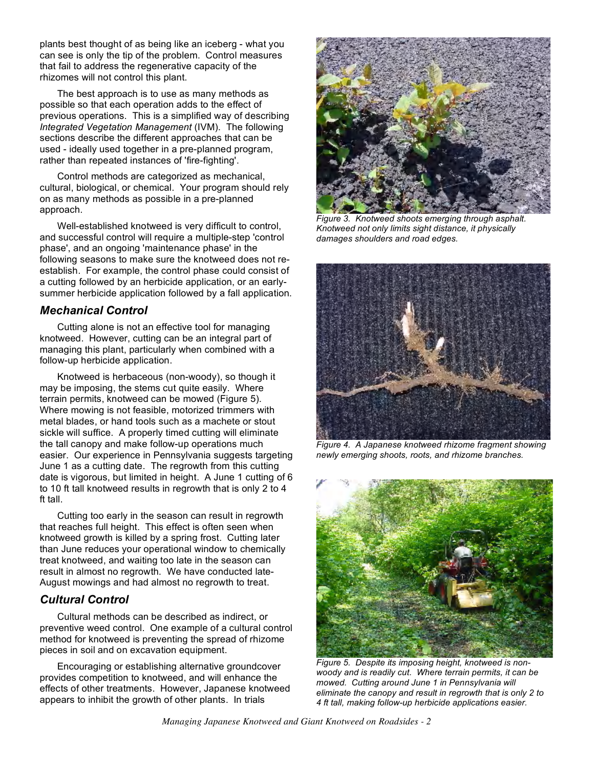plants best thought of as being like an iceberg - what you can see is only the tip of the problem. Control measures that fail to address the regenerative capacity of the rhizomes will not control this plant.

The best approach is to use as many methods as possible so that each operation adds to the effect of previous operations. This is a simplified way of describing *Integrated Vegetation Management* (IVM). The following sections describe the different approaches that can be used - ideally used together in a pre-planned program, rather than repeated instances of 'fire-fighting'.

Control methods are categorized as mechanical, cultural, biological, or chemical. Your program should rely on as many methods as possible in a pre-planned approach.

Well-established knotweed is very difficult to control, and successful control will require a multiple-step 'control phase', and an ongoing 'maintenance phase' in the following seasons to make sure the knotweed does not re-establish. For example, the control phase could consist of a cutting followed by an herbicide application, or an early-summer herbicide application followed by a fall application.

## Mechanical Control

Cutting alone is not an effective tool for managing knotweed. However, cutting can be an integral part of managing this plant, particularly when combined with a follow-up herbicide application.

Knotweed is herbaceous (non-woody), so though it may be imposing, the stems cut quite easily. Where terrain permits, knotweed can be mowed (Figure 5). Where mowing is not feasible, motorized trimmers with metal blades, or hand tools such as a machete or stout sickle will suffice. A properly timed cutting will eliminate the tall canopy and make follow-up operations much easier. Our experience in Pennsylvania suggests targeting June 1 as a cutting date. The regrowth from this cutting date is vigorous, but limited in height. A June 1 cutting of 6 to 10 ft tall knotweed results in regrowth that is only 2 to 4 ft tall.

Cutting too early in the season can result in regrowth that reaches full height. This effect is often seen when knotweed growth is killed by a spring frost. Cutting later than June reduces your operational window to chemically treat knotweed, and waiting too late in the season can result in almost no regrowth. We have conducted late-August mowings and had almost no regrowth to treat.

## Cultural Control

Cultural methods can be described as indirect, or preventive weed control. One example of a cultural control method for knotweed is preventing the spread of rhizome pieces in soil and on excavation equipment.

Encouraging or establishing alternative groundcover provides competition to knotweed, and will enhance the effects of other treatments. However, Japanese knotweed appears to inhibit the growth of other plants. In trials

*Figure 3. Knotweed shoots emerging through asphalt. Knotweed not only limits sight distance, it physically damages shoulders and road edges.*

*Figure 4. A Japanese knotweed rhizome fragment showing newly emerging shoots, roots, and rhizome branches.*

*Figure 5. Despite its imposing height, knotweed is non-woody and is readily cut. Where terrain permits, it can be mowed. Cutting around June 1 in Pennsylvania will eliminate the canopy and result in regrowth that is only 2 to 4 ft tall, making follow-up herbicide applications easier.*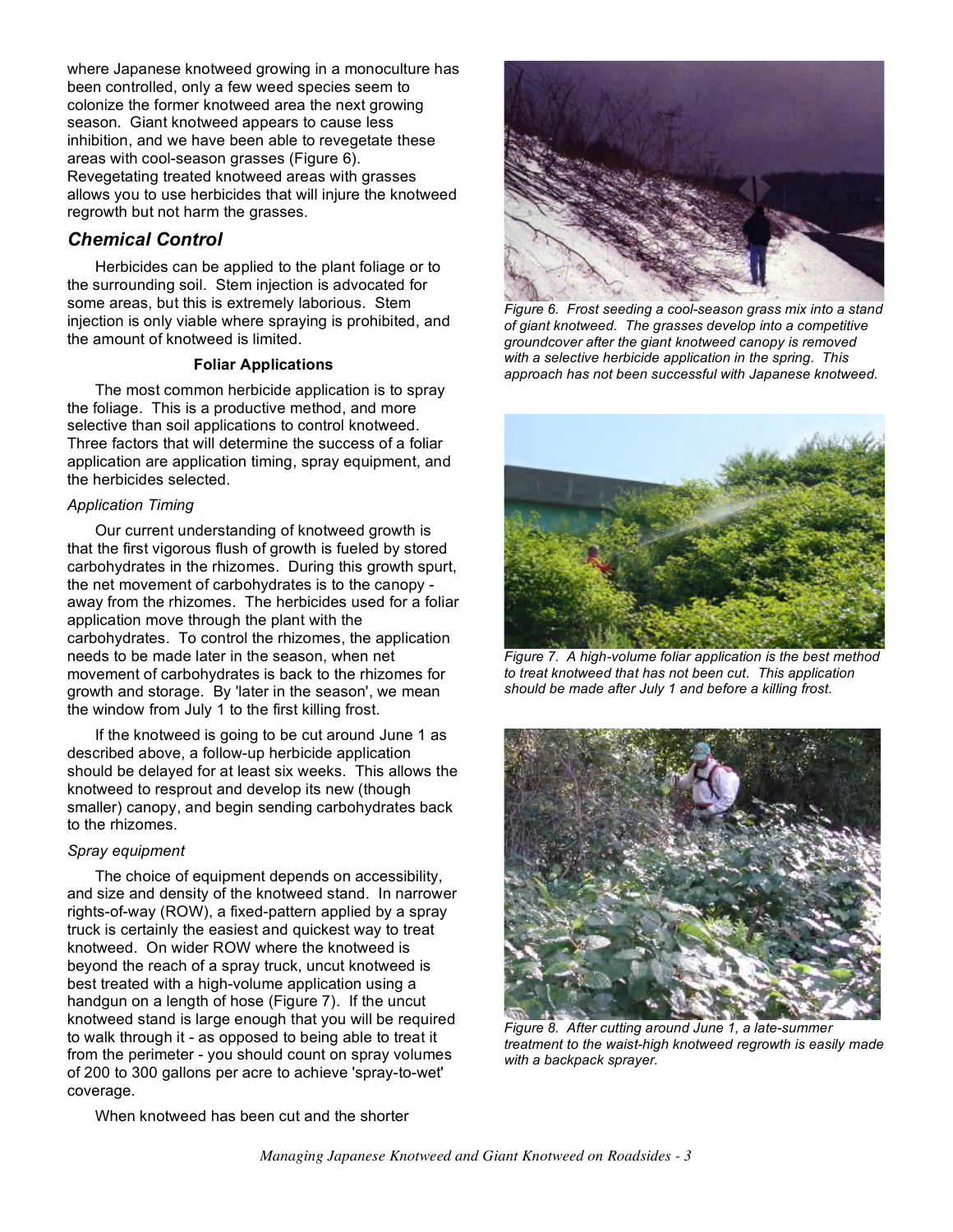where Japanese knotweed growing in a monoculture has been controlled, only a few weed species seem to colonize the former knotweed area the next growing season. Giant knotweed appears to cause less inhibition, and we have been able to revegetate these areas with cool-season grasses (Figure 6). Revegetating treated knotweed areas with grasses allows you to use herbicides that will injure the knotweed regrowth but not harm the grasses.

## Chemical Control

Herbicides can be applied to the plant foliage or to the surrounding soil. Stem injection is advocated for some areas, but this is extremely laborious. Stem injection is only viable where spraying is prohibited, and the amount of knotweed is limited.

### Foliar Applications

The most common herbicide application is to spray the foliage. This is a productive method, and more selective than soil applications to control knotweed. Three factors that will determine the success of a foliar application are application timing, spray equipment, and the herbicides selected.

*Application Timing*

Our current understanding of knotweed growth is that the first vigorous flush of growth is fueled by stored carbohydrates in the rhizomes. During this growth spurt, the net movement of carbohydrates is to the canopy - away from the rhizomes. The herbicides used for a foliar application move through the plant with the carbohydrates. To control the rhizomes, the application needs to be made later in the season, when net movement of carbohydrates is back to the rhizomes for growth and storage. By 'later in the season', we mean the window from July 1 to the first killing frost.

If the knotweed is going to be cut around June 1 as described above, a follow-up herbicide application should be delayed for at least six weeks. This allows the knotweed to resprout and develop its new (though smaller) canopy, and begin sending carbohydrates back to the rhizomes.

*Spray equipment*

The choice of equipment depends on accessibility, and size and density of the knotweed stand. In narrower rights-of-way (ROW), a fixed-pattern applied by a spray truck is certainly the easiest and quickest way to treat knotweed. On wider ROW where the knotweed is beyond the reach of a spray truck, uncut knotweed is best treated with a high-volume application using a handgun on a length of hose (Figure 7). If the uncut knotweed stand is large enough that you will be required to walk through it - as opposed to being able to treat it from the perimeter - you should count on spray volumes of 200 to 300 gallons per acre to achieve 'spray-to-wet' coverage.

When knotweed has been cut and the shorter

*Figure 6. Frost seeding a cool-season grass mix into a stand of giant knotweed. The grasses develop into a competitive groundcover after the giant knotweed canopy is removed with a selective herbicide application in the spring. This approach has not been successful with Japanese knotweed.*

*Figure 7. A high-volume foliar application is the best method to treat knotweed that has not been cut. This application should be made after July 1 and before a killing frost.*

*Figure 8. After cutting around June 1, a late-summer treatment to the waist-high knotweed regrowth is easily made with a backpack sprayer.*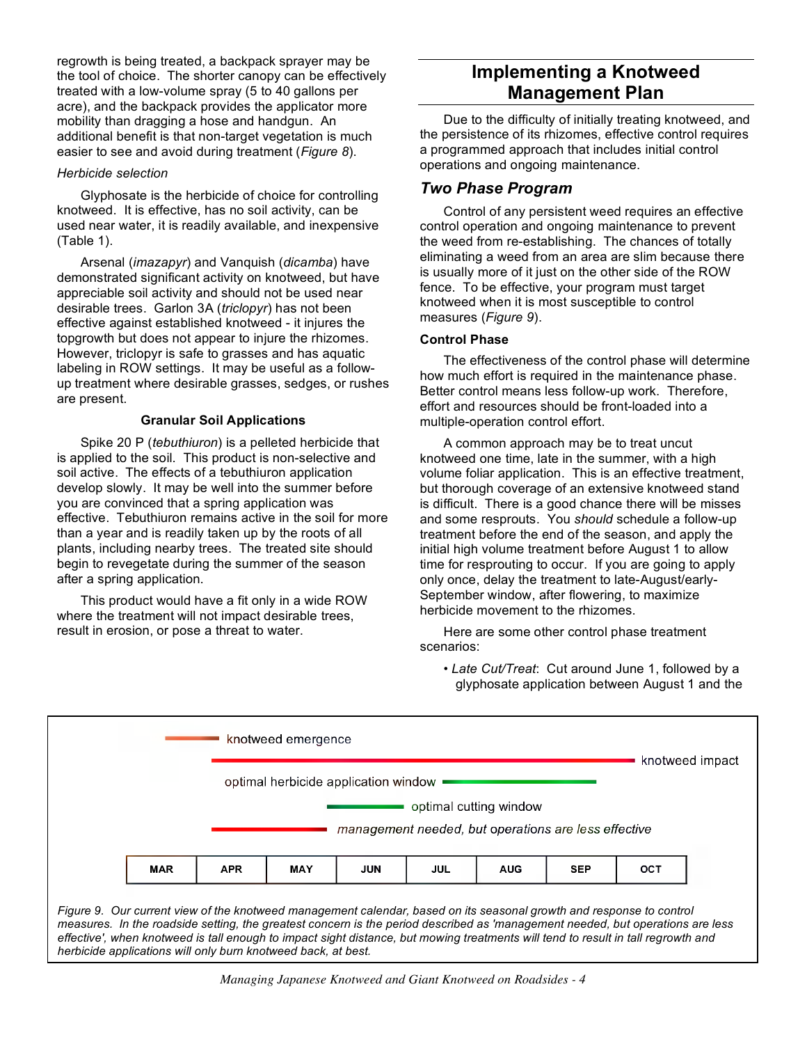regrowth is being treated, a backpack sprayer may be the tool of choice. The shorter canopy can be effectively treated with a low-volume spray (5 to 40 gallons per acre), and the backpack provides the applicator more mobility than dragging a hose and handgun. An additional benefit is that non-target vegetation is much easier to see and avoid during treatment (*Figure 8*).

*Herbicide selection*

Glyphosate is the herbicide of choice for controlling knotweed. It is effective, has no soil activity, can be used near water, it is readily available, and inexpensive (Table 1).

Arsenal (*imazapyr*) and Vanquish (*dicamba*) have demonstrated significant activity on knotweed, but have appreciable soil activity and should not be used near desirable trees. Garlon 3A (*triclopyr*) has not been effective against established knotweed - it injures the topgrowth but does not appear to injure the rhizomes. However, triclopyr is safe to grasses and has aquatic labeling in ROW settings. It may be useful as a follow-up treatment where desirable grasses, sedges, or rushes are present.

**Granular Soil Applications**

Spike 20 P (*tebuthiuron*) is a pelleted herbicide that is applied to the soil. This product is non-selective and soil active. The effects of a tebuthiuron application develop slowly. It may be well into the summer before you are convinced that a spring application was effective. Tebuthiuron remains active in the soil for more than a year and is readily taken up by the roots of all plants, including nearby trees. The treated site should begin to revegetate during the summer of the season after a spring application.

This product would have a fit only in a wide ROW where the treatment will not impact desirable trees, result in erosion, or pose a threat to water.

## Implementing a Knotweed Management Plan

Due to the difficulty of initially treating knotweed, and the persistence of its rhizomes, effective control requires a programmed approach that includes initial control operations and ongoing maintenance.

### *Two Phase Program*

Control of any persistent weed requires an effective control operation and ongoing maintenance to prevent the weed from re-establishing. The chances of totally eliminating a weed from an area are slim because there is usually more of it just on the other side of the ROW fence. To be effective, your program must target knotweed when it is most susceptible to control measures (*Figure 9*).

**Control Phase**

The effectiveness of the control phase will determine how much effort is required in the maintenance phase. Better control means less follow-up work. Therefore, effort and resources should be front-loaded into a multiple-operation control effort.

A common approach may be to treat uncut knotweed one time, late in the summer, with a high volume foliar application. This is an effective treatment, but thorough coverage of an extensive knotweed stand is difficult. There is a good chance there will be misses and some resprouts. You *should* schedule a follow-up treatment before the end of the season, and apply the initial high volume treatment before August 1 to allow time for resprouting to occur. If you are going to apply only once, delay the treatment to late-August/early-September window, after flowering, to maximize herbicide movement to the rhizomes.

Here are some other control phase treatment scenarios:

- *Late Cut/Treat*: Cut around June 1, followed by a glyphosate application between August 1 and the

knotweed emergence

knotweed impact

optimal herbicide application window

optimal cutting window

*management needed, but operations are less effective*

| MAR | APR | MAY | JUN | JUL | AUG | SEP | OCT |
|---|---|---|---|---|---|---|---|

*Figure 9. Our current view of the knotweed management calendar, based on its seasonal growth and response to control measures. In the roadside setting, the greatest concern is the period described as 'management needed, but operations are less effective', when knotweed is tall enough to impact sight distance, but mowing treatments will tend to result in tall regrowth and herbicide applications will only burn knotweed back, at best.*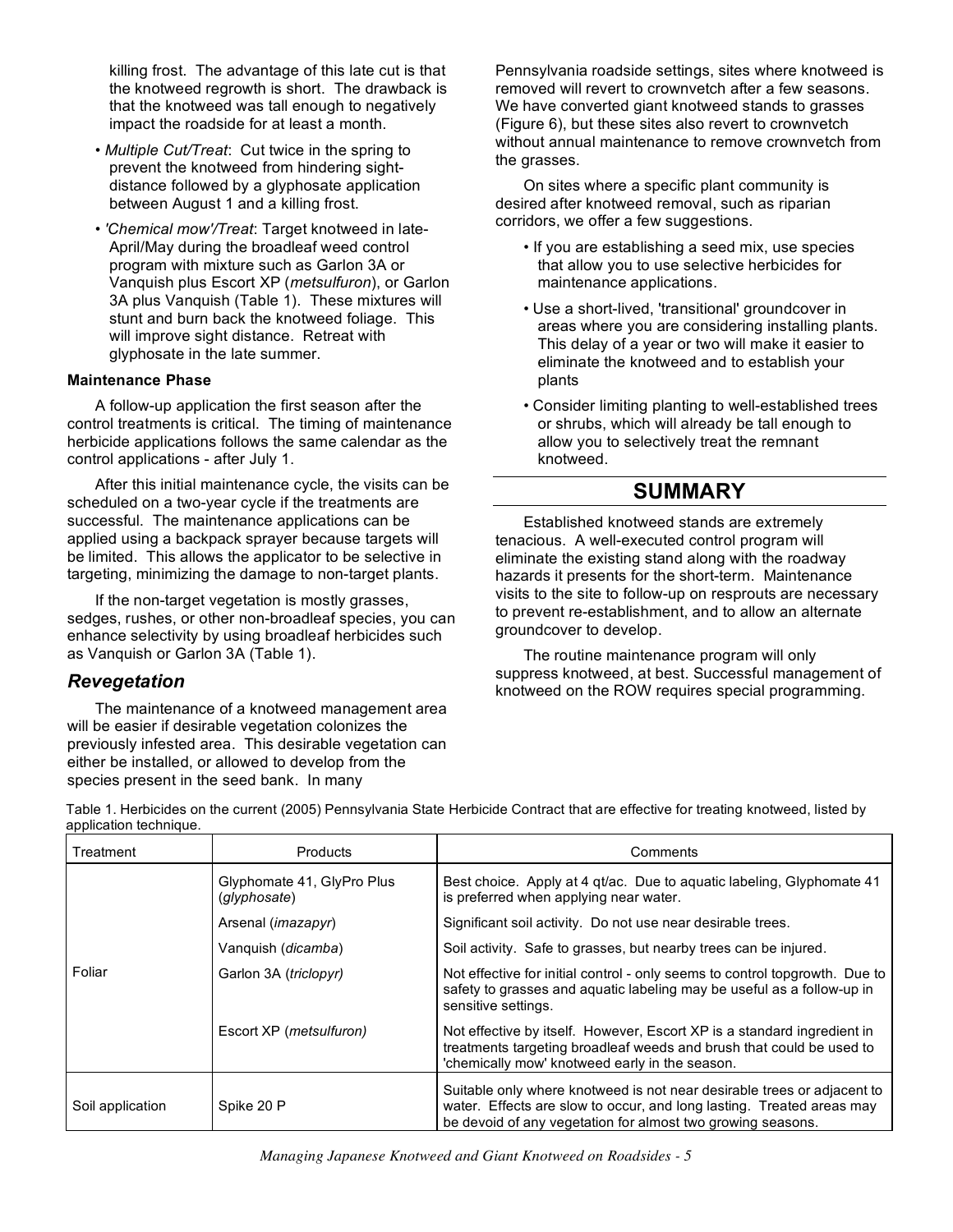killing frost. The advantage of this late cut is that the knotweed regrowth is short. The drawback is that the knotweed was tall enough to negatively impact the roadside for at least a month.

- *Multiple Cut/Treat*: Cut twice in the spring to prevent the knotweed from hindering sight-distance followed by a glyphosate application between August 1 and a killing frost.
- *'Chemical mow'/Treat*: Target knotweed in late-April/May during the broadleaf weed control program with mixture such as Garlon 3A or Vanquish plus Escort XP (*metsulfuron*), or Garlon 3A plus Vanquish (Table 1). These mixtures will stunt and burn back the knotweed foliage. This will improve sight distance. Retreat with glyphosate in the late summer.

**Maintenance Phase**

A follow-up application the first season after the control treatments is critical. The timing of maintenance herbicide applications follows the same calendar as the control applications - after July 1.

After this initial maintenance cycle, the visits can be scheduled on a two-year cycle if the treatments are successful. The maintenance applications can be applied using a backpack sprayer because targets will be limited. This allows the applicator to be selective in targeting, minimizing the damage to non-target plants.

If the non-target vegetation is mostly grasses, sedges, rushes, or other non-broadleaf species, you can enhance selectivity by using broadleaf herbicides such as Vanquish or Garlon 3A (Table 1).

### *Revegetation*

The maintenance of a knotweed management area will be easier if desirable vegetation colonizes the previously infested area. This desirable vegetation can either be installed, or allowed to develop from the species present in the seed bank. In many Pennsylvania roadside settings, sites where knotweed is removed will revert to crownvetch after a few seasons. We have converted giant knotweed stands to grasses (Figure 6), but these sites also revert to crownvetch without annual maintenance to remove crownvetch from the grasses.

On sites where a specific plant community is desired after knotweed removal, such as riparian corridors, we offer a few suggestions.

- If you are establishing a seed mix, use species that allow you to use selective herbicides for maintenance applications.
- Use a short-lived, 'transitional' groundcover in areas where you are considering installing plants. This delay of a year or two will make it easier to eliminate the knotweed and to establish your plants
- Consider limiting planting to well-established trees or shrubs, which will already be tall enough to allow you to selectively treat the remnant knotweed.

## SUMMARY

Established knotweed stands are extremely tenacious. A well-executed control program will eliminate the existing stand along with the roadway hazards it presents for the short-term. Maintenance visits to the site to follow-up on resprouts are necessary to prevent re-establishment, and to allow an alternate groundcover to develop.

The routine maintenance program will only suppress knotweed, at best. Successful management of knotweed on the ROW requires special programming.

Table 1. Herbicides on the current (2005) Pennsylvania State Herbicide Contract that are effective for treating knotweed, listed by application technique.

| Treatment | Products | Comments |
|---|---|---|
| Foliar | Glyphomate 41, GlyPro Plus (*glyphosate*) | Best choice. Apply at 4 qt/ac. Due to aquatic labeling, Glyphomate 41 is preferred when applying near water. |
| | Arsenal (*imazapyr*) | Significant soil activity. Do not use near desirable trees. |
| | Vanquish (*dicamba*) | Soil activity. Safe to grasses, but nearby trees can be injured. |
| | Garlon 3A (*triclopyr*) | Not effective for initial control - only seems to control topgrowth. Due to safety to grasses and aquatic labeling may be useful as a follow-up in sensitive settings. |
| | Escort XP (*metsulfuron*) | Not effective by itself. However, Escort XP is a standard ingredient in treatments targeting broadleaf weeds and brush that could be used to 'chemically mow' knotweed early in the season. |
| Soil application | Spike 20 P | Suitable only where knotweed is not near desirable trees or adjacent to water. Effects are slow to occur, and long lasting. Treated areas may be devoid of any vegetation for almost two growing seasons. |